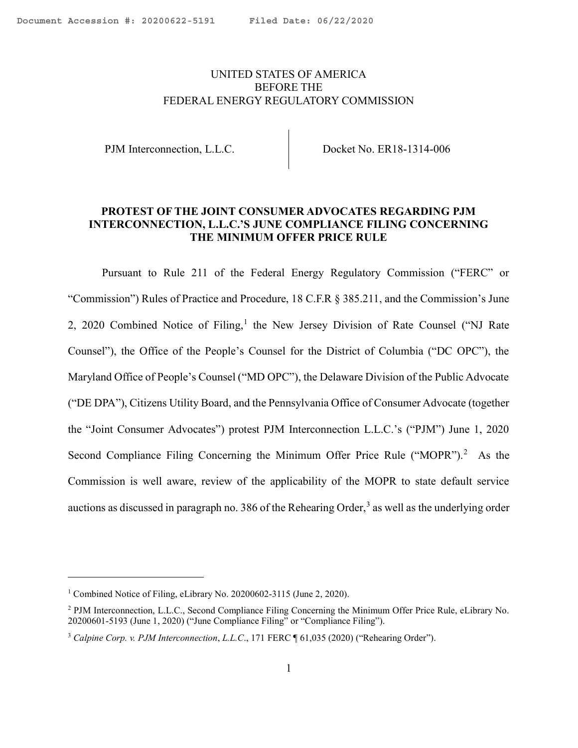UNITED STATES OF AMERICA
BEFORE THE
FEDERAL ENERGY REGULATORY COMMISSION

| | |
|---|---|
| PJM Interconnection, L.L.C. | Docket No. ER18-1314-006 |

**PROTEST OF THE JOINT CONSUMER ADVOCATES REGARDING PJM INTERCONNECTION, L.L.C.'S JUNE COMPLIANCE FILING CONCERNING THE MINIMUM OFFER PRICE RULE**

Pursuant to Rule 211 of the Federal Energy Regulatory Commission ("FERC" or "Commission") Rules of Practice and Procedure, 18 C.F.R § 385.211, and the Commission's June 2, 2020 Combined Notice of Filing,[1] the New Jersey Division of Rate Counsel ("NJ Rate Counsel"), the Office of the People's Counsel for the District of Columbia ("DC OPC"), the Maryland Office of People's Counsel ("MD OPC"), the Delaware Division of the Public Advocate ("DE DPA"), Citizens Utility Board, and the Pennsylvania Office of Consumer Advocate (together the "Joint Consumer Advocates") protest PJM Interconnection L.L.C.'s ("PJM") June 1, 2020 Second Compliance Filing Concerning the Minimum Offer Price Rule ("MOPR").[2] As the Commission is well aware, review of the applicability of the MOPR to state default service auctions as discussed in paragraph no. 386 of the Rehearing Order,[3] as well as the underlying order

---

[1] Combined Notice of Filing, eLibrary No. 20200602-3115 (June 2, 2020).

[2] PJM Interconnection, L.L.C., Second Compliance Filing Concerning the Minimum Offer Price Rule, eLibrary No. 20200601-5193 (June 1, 2020) ("June Compliance Filing" or "Compliance Filing").

[3] *Calpine Corp. v. PJM Interconnection*, *L.L.C*., 171 FERC ¶ 61,035 (2020) ("Rehearing Order").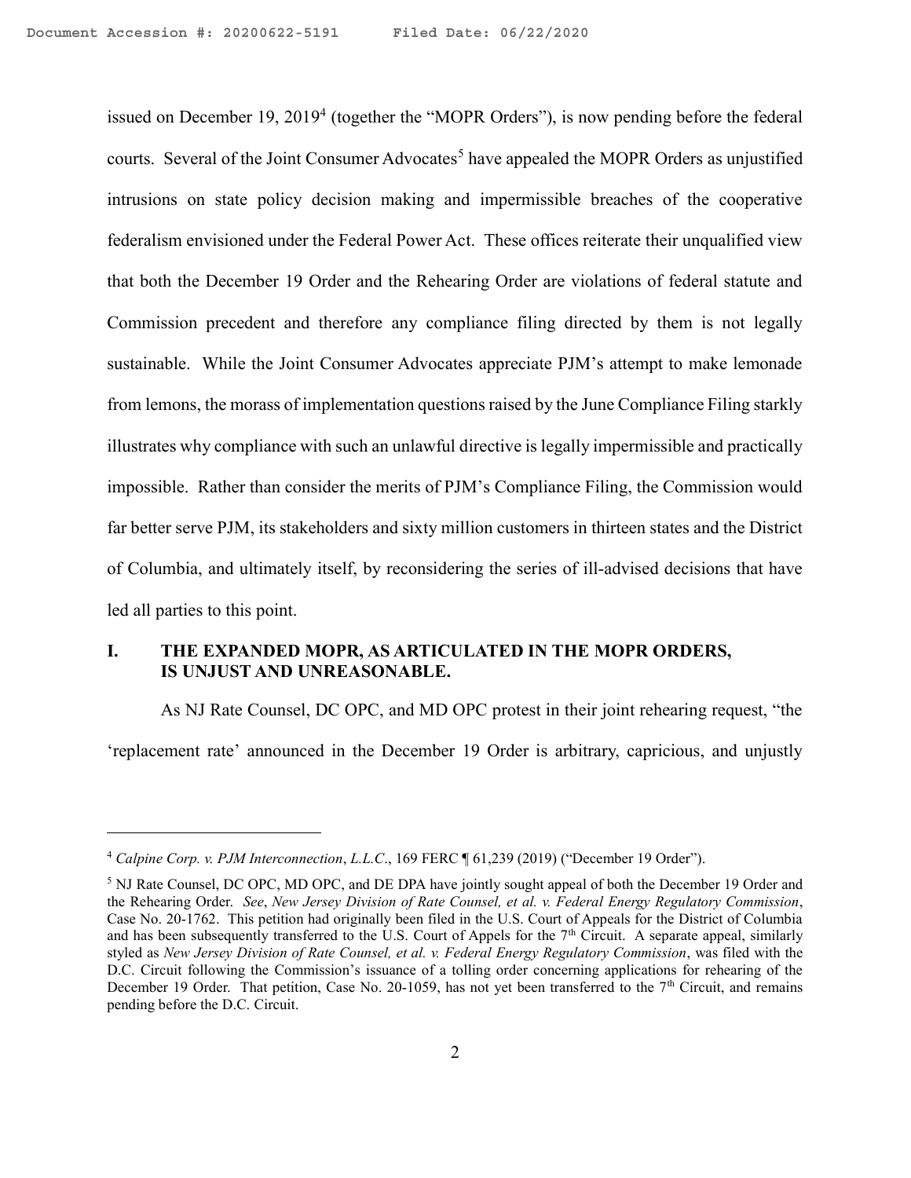issued on December 19, 2019[4] (together the "MOPR Orders"), is now pending before the federal courts. Several of the Joint Consumer Advocates[5] have appealed the MOPR Orders as unjustified intrusions on state policy decision making and impermissible breaches of the cooperative federalism envisioned under the Federal Power Act. These offices reiterate their unqualified view that both the December 19 Order and the Rehearing Order are violations of federal statute and Commission precedent and therefore any compliance filing directed by them is not legally sustainable. While the Joint Consumer Advocates appreciate PJM's attempt to make lemonade from lemons, the morass of implementation questions raised by the June Compliance Filing starkly illustrates why compliance with such an unlawful directive is legally impermissible and practically impossible. Rather than consider the merits of PJM's Compliance Filing, the Commission would far better serve PJM, its stakeholders and sixty million customers in thirteen states and the District of Columbia, and ultimately itself, by reconsidering the series of ill-advised decisions that have led all parties to this point.

## I. THE EXPANDED MOPR, AS ARTICULATED IN THE MOPR ORDERS, IS UNJUST AND UNREASONABLE.

As NJ Rate Counsel, DC OPC, and MD OPC protest in their joint rehearing request, "the 'replacement rate' announced in the December 19 Order is arbitrary, capricious, and unjustly

---

[4] *Calpine Corp. v. PJM Interconnection*, *L.L.C*., 169 FERC ¶ 61,239 (2019) ("December 19 Order").

[5] NJ Rate Counsel, DC OPC, MD OPC, and DE DPA have jointly sought appeal of both the December 19 Order and the Rehearing Order. *See*, *New Jersey Division of Rate Counsel, et al. v. Federal Energy Regulatory Commission*, Case No. 20-1762. This petition had originally been filed in the U.S. Court of Appeals for the District of Columbia and has been subsequently transferred to the U.S. Court of Appels for the 7th Circuit. A separate appeal, similarly styled as *New Jersey Division of Rate Counsel, et al. v. Federal Energy Regulatory Commission*, was filed with the D.C. Circuit following the Commission's issuance of a tolling order concerning applications for rehearing of the December 19 Order. That petition, Case No. 20-1059, has not yet been transferred to the 7th Circuit, and remains pending before the D.C. Circuit.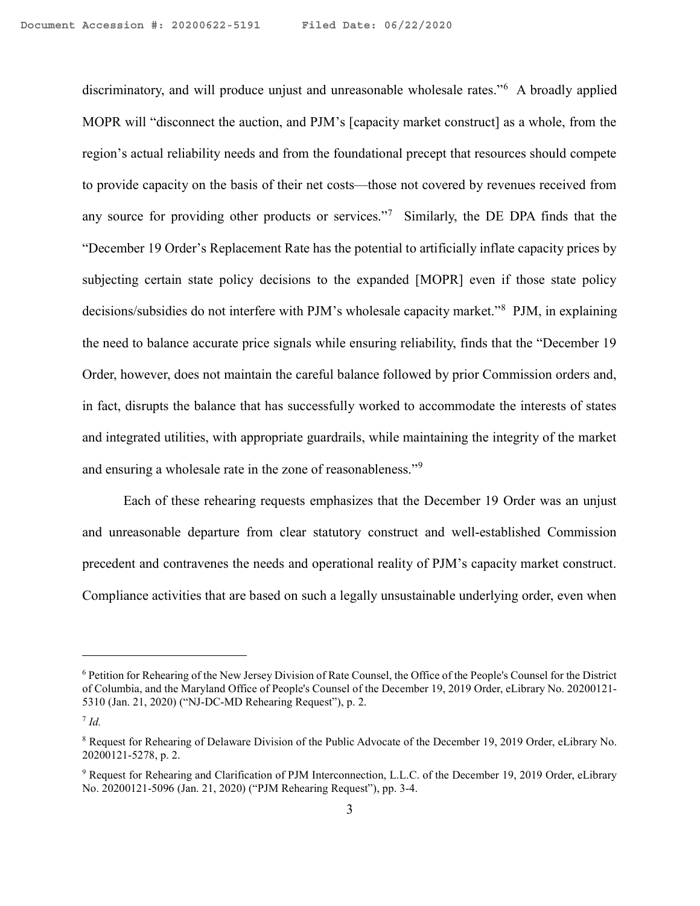discriminatory, and will produce unjust and unreasonable wholesale rates."[6] A broadly applied MOPR will "disconnect the auction, and PJM's [capacity market construct] as a whole, from the region's actual reliability needs and from the foundational precept that resources should compete to provide capacity on the basis of their net costs—those not covered by revenues received from any source for providing other products or services."[7] Similarly, the DE DPA finds that the "December 19 Order's Replacement Rate has the potential to artificially inflate capacity prices by subjecting certain state policy decisions to the expanded [MOPR] even if those state policy decisions/subsidies do not interfere with PJM's wholesale capacity market."[8] PJM, in explaining the need to balance accurate price signals while ensuring reliability, finds that the "December 19 Order, however, does not maintain the careful balance followed by prior Commission orders and, in fact, disrupts the balance that has successfully worked to accommodate the interests of states and integrated utilities, with appropriate guardrails, while maintaining the integrity of the market and ensuring a wholesale rate in the zone of reasonableness."[9]

Each of these rehearing requests emphasizes that the December 19 Order was an unjust and unreasonable departure from clear statutory construct and well-established Commission precedent and contravenes the needs and operational reality of PJM's capacity market construct. Compliance activities that are based on such a legally unsustainable underlying order, even when

---

[6] Petition for Rehearing of the New Jersey Division of Rate Counsel, the Office of the People's Counsel for the District of Columbia, and the Maryland Office of People's Counsel of the December 19, 2019 Order, eLibrary No. 20200121-5310 (Jan. 21, 2020) ("NJ-DC-MD Rehearing Request"), p. 2.

[7] *Id.*

[8] Request for Rehearing of Delaware Division of the Public Advocate of the December 19, 2019 Order, eLibrary No. 20200121-5278, p. 2.

[9] Request for Rehearing and Clarification of PJM Interconnection, L.L.C. of the December 19, 2019 Order, eLibrary No. 20200121-5096 (Jan. 21, 2020) ("PJM Rehearing Request"), pp. 3-4.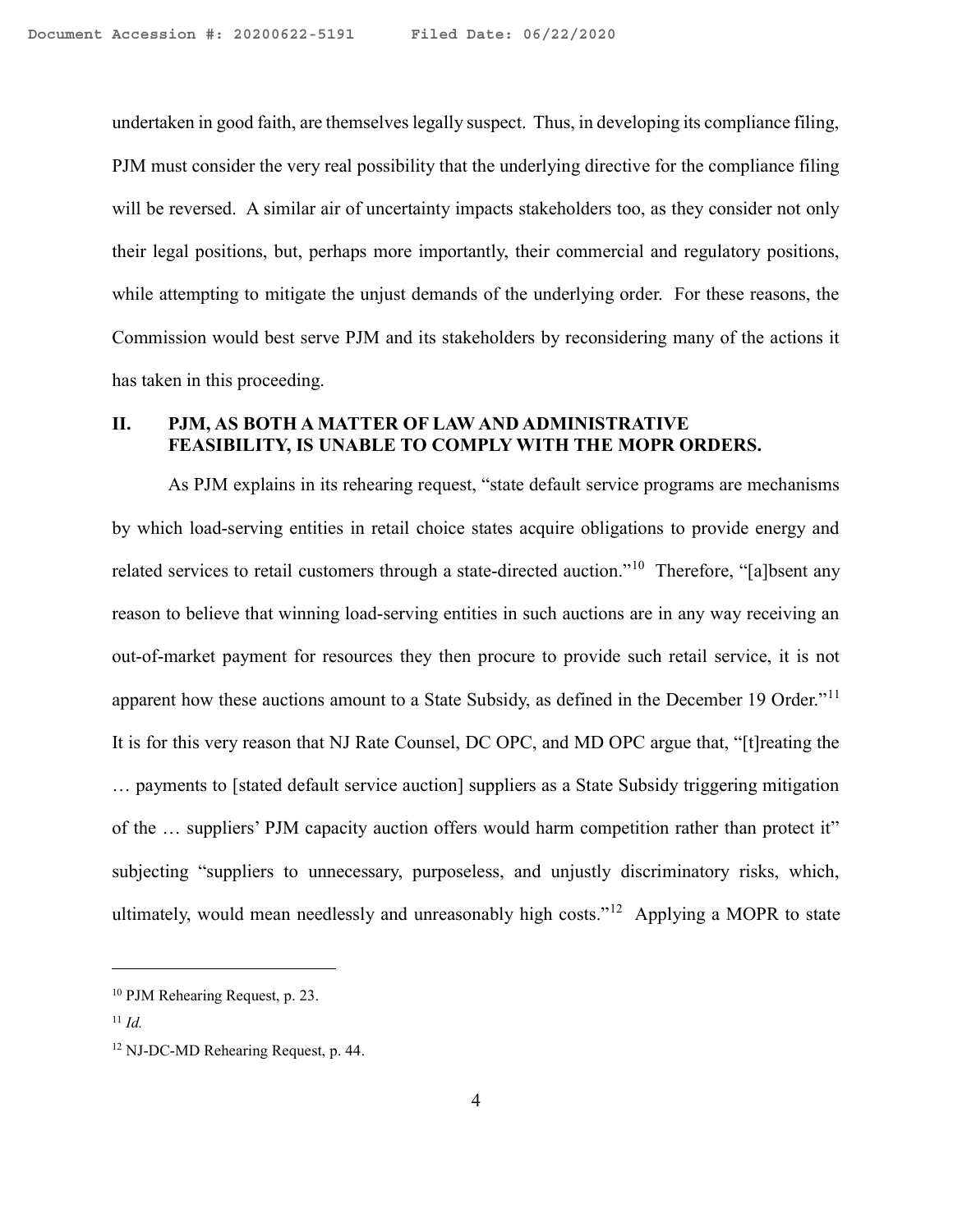undertaken in good faith, are themselves legally suspect. Thus, in developing its compliance filing, PJM must consider the very real possibility that the underlying directive for the compliance filing will be reversed. A similar air of uncertainty impacts stakeholders too, as they consider not only their legal positions, but, perhaps more importantly, their commercial and regulatory positions, while attempting to mitigate the unjust demands of the underlying order. For these reasons, the Commission would best serve PJM and its stakeholders by reconsidering many of the actions it has taken in this proceeding.

## II. PJM, AS BOTH A MATTER OF LAW AND ADMINISTRATIVE FEASIBILITY, IS UNABLE TO COMPLY WITH THE MOPR ORDERS.

As PJM explains in its rehearing request, "state default service programs are mechanisms by which load-serving entities in retail choice states acquire obligations to provide energy and related services to retail customers through a state-directed auction."[10] Therefore, "[a]bsent any reason to believe that winning load-serving entities in such auctions are in any way receiving an out-of-market payment for resources they then procure to provide such retail service, it is not apparent how these auctions amount to a State Subsidy, as defined in the December 19 Order."[11] It is for this very reason that NJ Rate Counsel, DC OPC, and MD OPC argue that, "[t]reating the … payments to [stated default service auction] suppliers as a State Subsidy triggering mitigation of the … suppliers' PJM capacity auction offers would harm competition rather than protect it" subjecting "suppliers to unnecessary, purposeless, and unjustly discriminatory risks, which, ultimately, would mean needlessly and unreasonably high costs."[12] Applying a MOPR to state

---

[10] PJM Rehearing Request, p. 23.

[11] *Id.*

[12] NJ-DC-MD Rehearing Request, p. 44.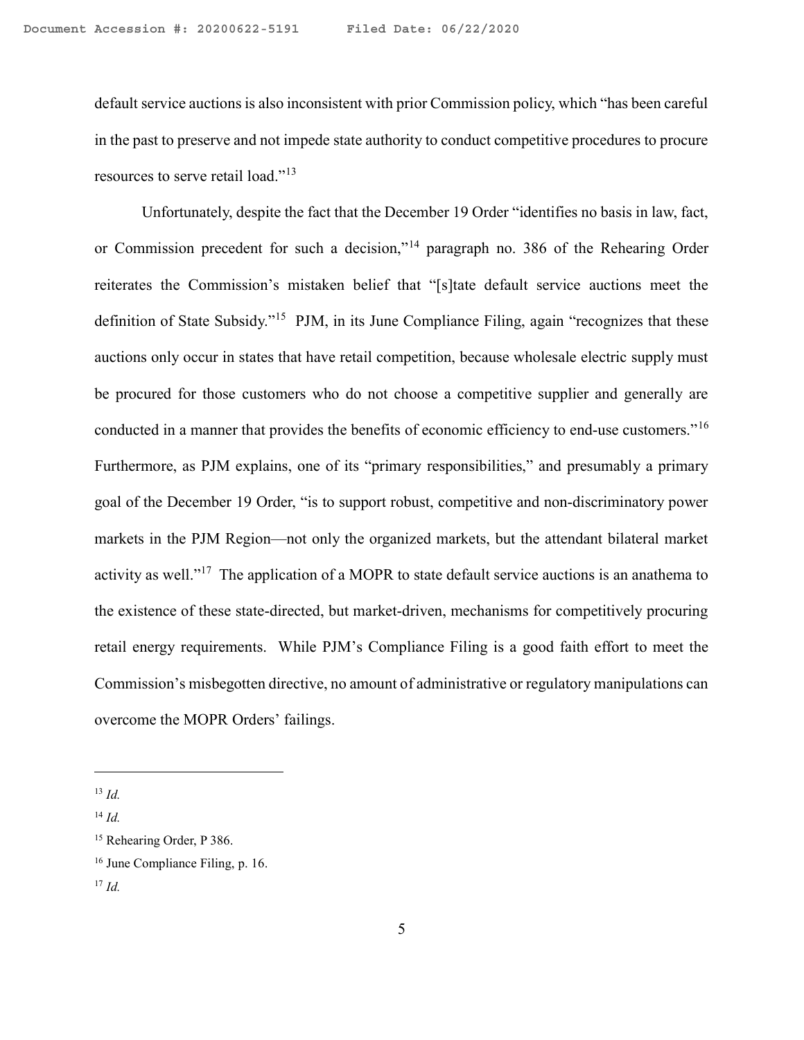default service auctions is also inconsistent with prior Commission policy, which "has been careful in the past to preserve and not impede state authority to conduct competitive procedures to procure resources to serve retail load."[13]

Unfortunately, despite the fact that the December 19 Order "identifies no basis in law, fact, or Commission precedent for such a decision,"[14] paragraph no. 386 of the Rehearing Order reiterates the Commission's mistaken belief that "[s]tate default service auctions meet the definition of State Subsidy."[15] PJM, in its June Compliance Filing, again "recognizes that these auctions only occur in states that have retail competition, because wholesale electric supply must be procured for those customers who do not choose a competitive supplier and generally are conducted in a manner that provides the benefits of economic efficiency to end-use customers."[16] Furthermore, as PJM explains, one of its "primary responsibilities," and presumably a primary goal of the December 19 Order, "is to support robust, competitive and non-discriminatory power markets in the PJM Region—not only the organized markets, but the attendant bilateral market activity as well."[17] The application of a MOPR to state default service auctions is an anathema to the existence of these state-directed, but market-driven, mechanisms for competitively procuring retail energy requirements. While PJM's Compliance Filing is a good faith effort to meet the Commission's misbegotten directive, no amount of administrative or regulatory manipulations can overcome the MOPR Orders' failings.

---

[13] *Id.*

[14] *Id.*

[15] Rehearing Order, P 386.

[16] June Compliance Filing, p. 16.

[17] *Id.*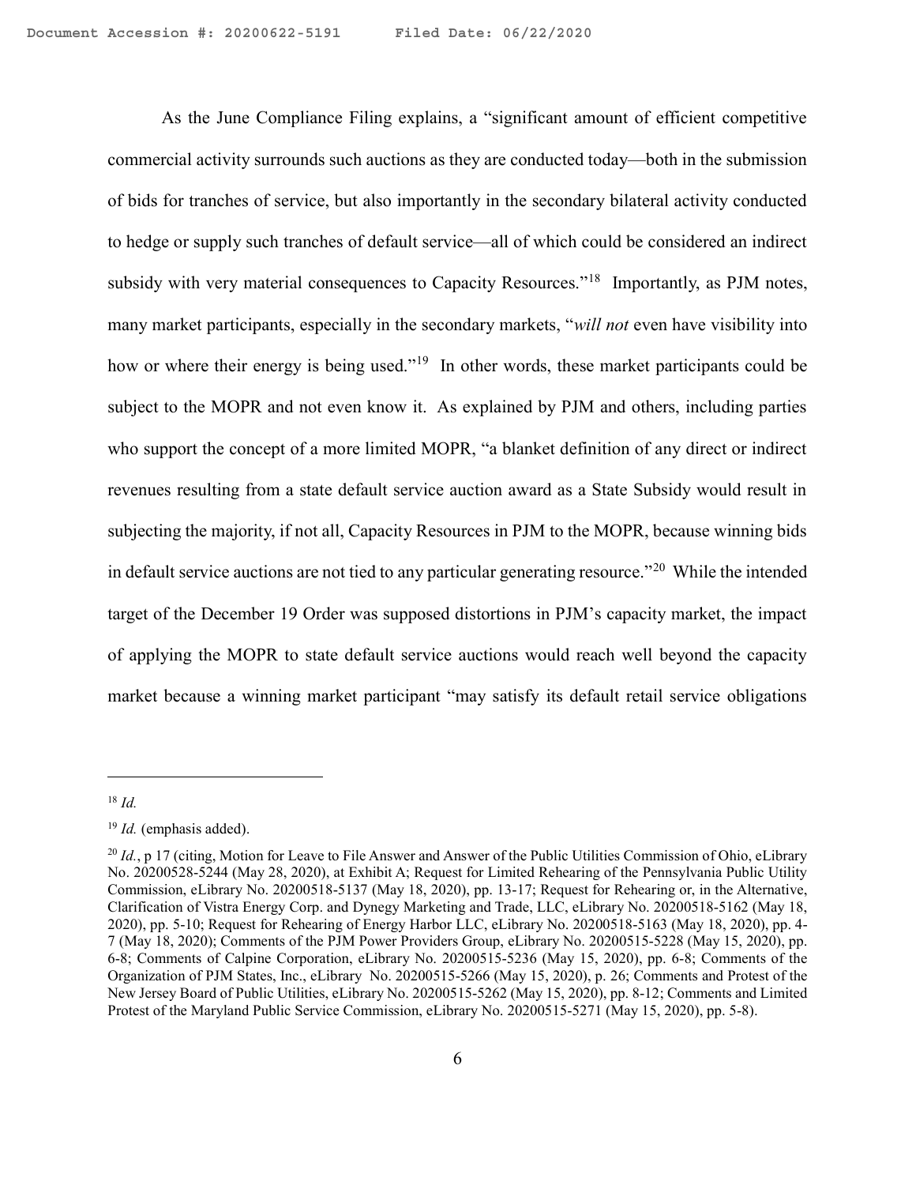As the June Compliance Filing explains, a "significant amount of efficient competitive commercial activity surrounds such auctions as they are conducted today—both in the submission of bids for tranches of service, but also importantly in the secondary bilateral activity conducted to hedge or supply such tranches of default service—all of which could be considered an indirect subsidy with very material consequences to Capacity Resources."[18] Importantly, as PJM notes, many market participants, especially in the secondary markets, "*will not* even have visibility into how or where their energy is being used."[19] In other words, these market participants could be subject to the MOPR and not even know it. As explained by PJM and others, including parties who support the concept of a more limited MOPR, "a blanket definition of any direct or indirect revenues resulting from a state default service auction award as a State Subsidy would result in subjecting the majority, if not all, Capacity Resources in PJM to the MOPR, because winning bids in default service auctions are not tied to any particular generating resource."[20] While the intended target of the December 19 Order was supposed distortions in PJM's capacity market, the impact of applying the MOPR to state default service auctions would reach well beyond the capacity market because a winning market participant "may satisfy its default retail service obligations

---

[18] *Id.*

[19] *Id.* (emphasis added).

[20] *Id.*, p 17 (citing, Motion for Leave to File Answer and Answer of the Public Utilities Commission of Ohio, eLibrary No. 20200528-5244 (May 28, 2020), at Exhibit A; Request for Limited Rehearing of the Pennsylvania Public Utility Commission, eLibrary No. 20200518-5137 (May 18, 2020), pp. 13-17; Request for Rehearing or, in the Alternative, Clarification of Vistra Energy Corp. and Dynegy Marketing and Trade, LLC, eLibrary No. 20200518-5162 (May 18, 2020), pp. 5-10; Request for Rehearing of Energy Harbor LLC, eLibrary No. 20200518-5163 (May 18, 2020), pp. 4-7 (May 18, 2020); Comments of the PJM Power Providers Group, eLibrary No. 20200515-5228 (May 15, 2020), pp. 6-8; Comments of Calpine Corporation, eLibrary No. 20200515-5236 (May 15, 2020), pp. 6-8; Comments of the Organization of PJM States, Inc., eLibrary No. 20200515-5266 (May 15, 2020), p. 26; Comments and Protest of the New Jersey Board of Public Utilities, eLibrary No. 20200515-5262 (May 15, 2020), pp. 8-12; Comments and Limited Protest of the Maryland Public Service Commission, eLibrary No. 20200515-5271 (May 15, 2020), pp. 5-8).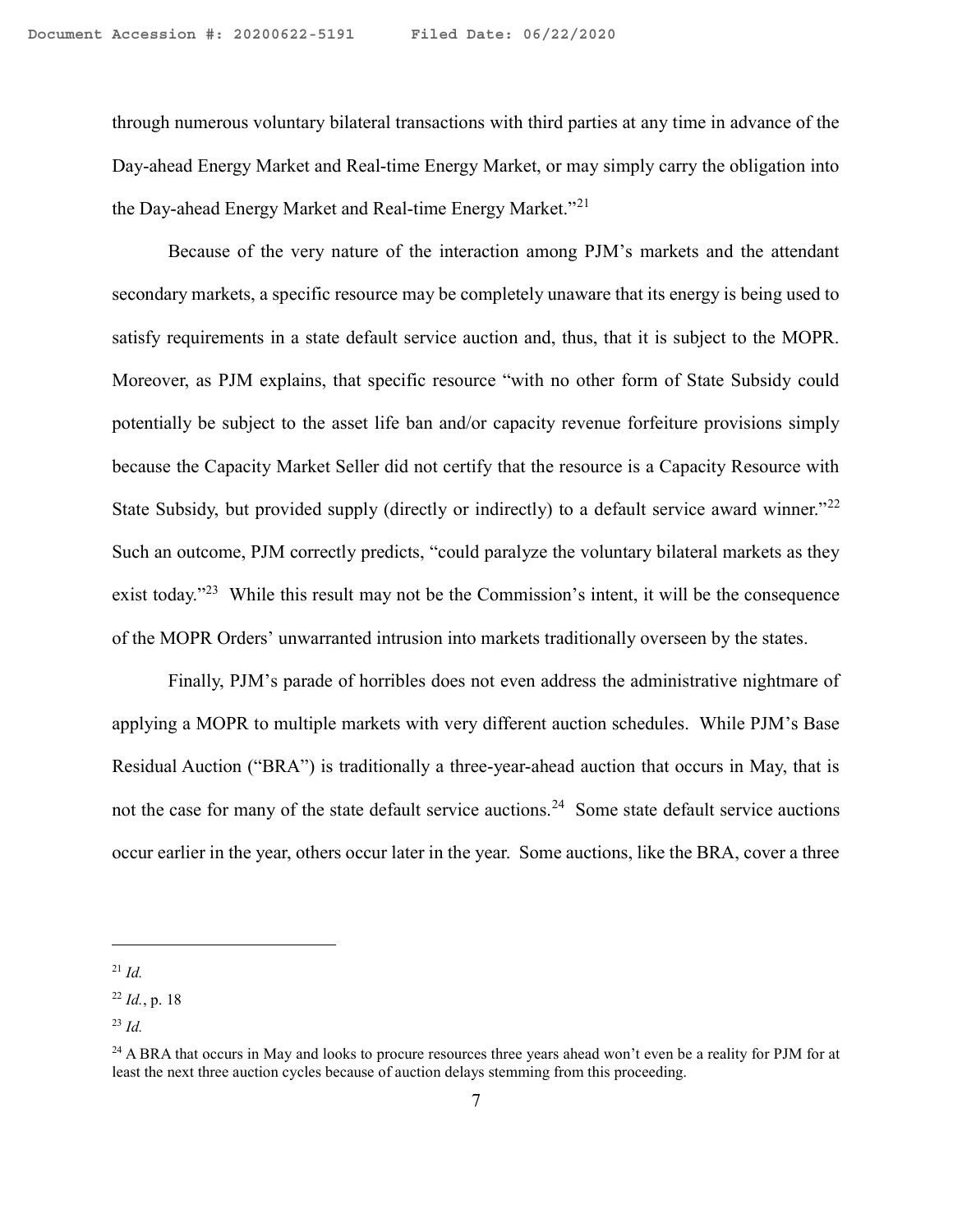through numerous voluntary bilateral transactions with third parties at any time in advance of the Day-ahead Energy Market and Real-time Energy Market, or may simply carry the obligation into the Day-ahead Energy Market and Real-time Energy Market."[21]

Because of the very nature of the interaction among PJM's markets and the attendant secondary markets, a specific resource may be completely unaware that its energy is being used to satisfy requirements in a state default service auction and, thus, that it is subject to the MOPR. Moreover, as PJM explains, that specific resource "with no other form of State Subsidy could potentially be subject to the asset life ban and/or capacity revenue forfeiture provisions simply because the Capacity Market Seller did not certify that the resource is a Capacity Resource with State Subsidy, but provided supply (directly or indirectly) to a default service award winner."[22] Such an outcome, PJM correctly predicts, "could paralyze the voluntary bilateral markets as they exist today."[23] While this result may not be the Commission's intent, it will be the consequence of the MOPR Orders' unwarranted intrusion into markets traditionally overseen by the states.

Finally, PJM's parade of horribles does not even address the administrative nightmare of applying a MOPR to multiple markets with very different auction schedules. While PJM's Base Residual Auction ("BRA") is traditionally a three-year-ahead auction that occurs in May, that is not the case for many of the state default service auctions.[24] Some state default service auctions occur earlier in the year, others occur later in the year. Some auctions, like the BRA, cover a three

---

[21] *Id.*

[22] *Id.*, p. 18

[23] *Id.*

[24] A BRA that occurs in May and looks to procure resources three years ahead won't even be a reality for PJM for at least the next three auction cycles because of auction delays stemming from this proceeding.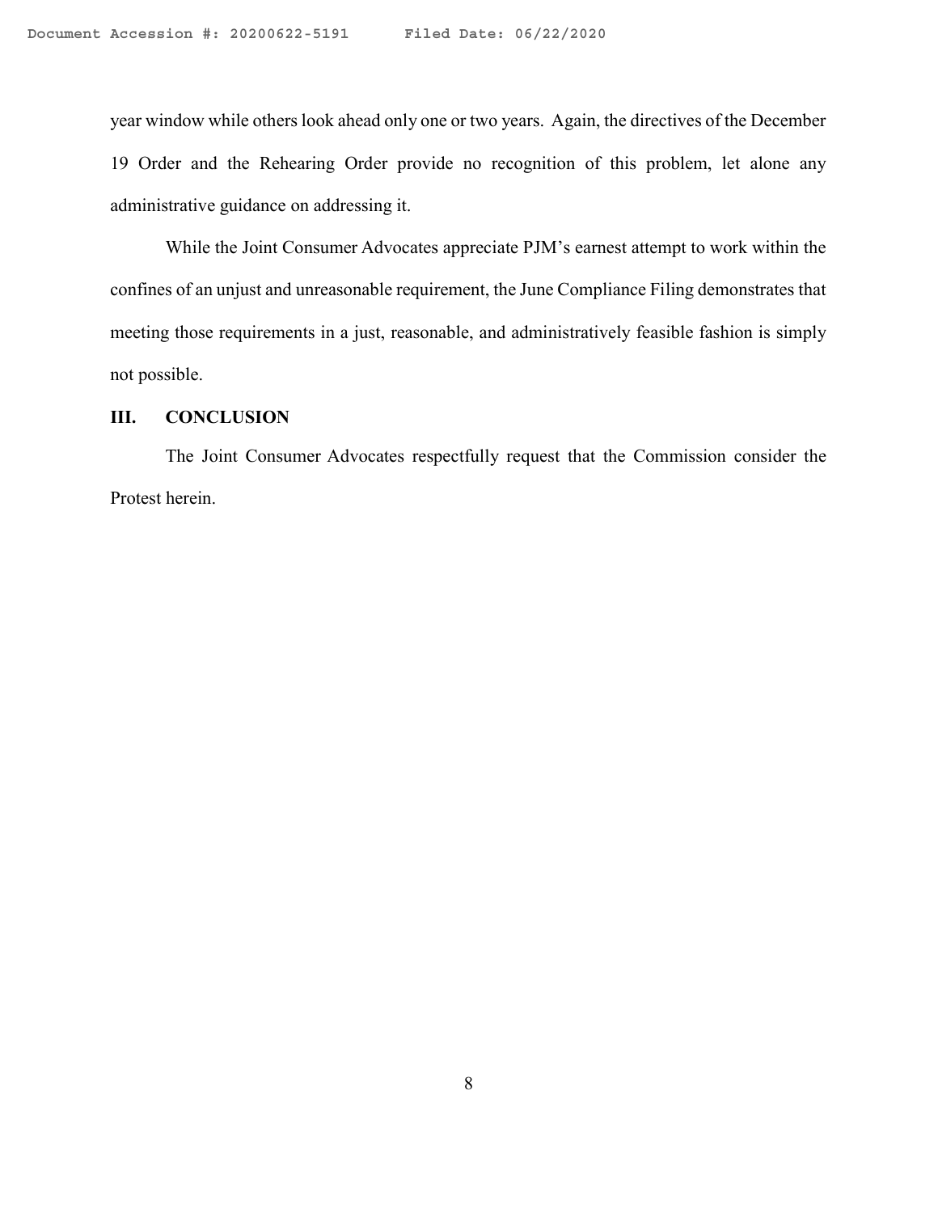year window while others look ahead only one or two years. Again, the directives of the December 19 Order and the Rehearing Order provide no recognition of this problem, let alone any administrative guidance on addressing it.

While the Joint Consumer Advocates appreciate PJM's earnest attempt to work within the confines of an unjust and unreasonable requirement, the June Compliance Filing demonstrates that meeting those requirements in a just, reasonable, and administratively feasible fashion is simply not possible.

## III. CONCLUSION

The Joint Consumer Advocates respectfully request that the Commission consider the Protest herein.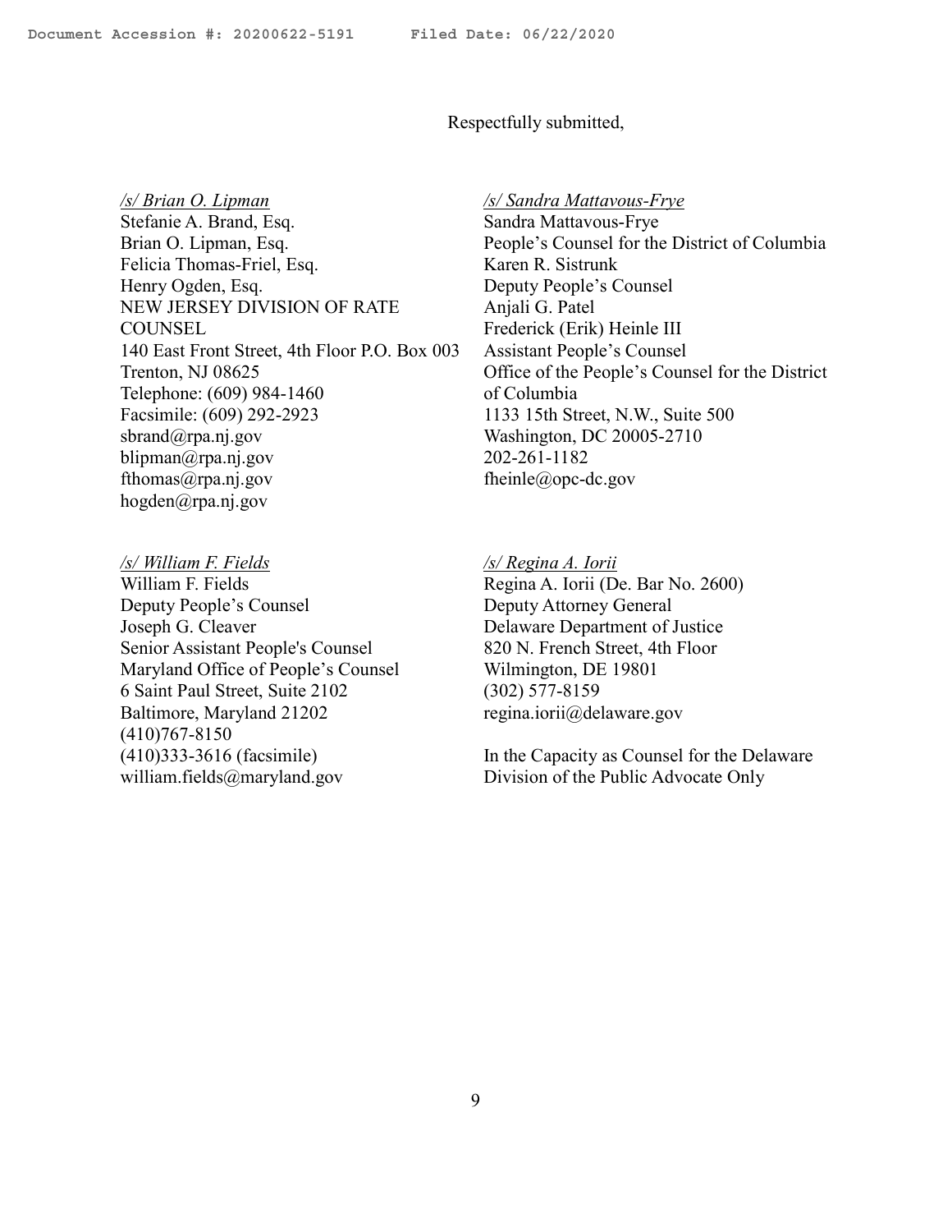Respectfully submitted,

*/s/ Brian O. Lipman*
Stefanie A. Brand, Esq.
Brian O. Lipman, Esq.
Felicia Thomas-Friel, Esq.
Henry Ogden, Esq.
NEW JERSEY DIVISION OF RATE COUNSEL
140 East Front Street, 4th Floor P.O. Box 003
Trenton, NJ 08625
Telephone: (609) 984-1460
Facsimile: (609) 292-2923
sbrand@rpa.nj.gov
blipman@rpa.nj.gov
fthomas@rpa.nj.gov
hogden@rpa.nj.gov

*/s/ Sandra Mattavous-Frye*
Sandra Mattavous-Frye
People's Counsel for the District of Columbia
Karen R. Sistrunk
Deputy People's Counsel
Anjali G. Patel
Frederick (Erik) Heinle III
Assistant People's Counsel
Office of the People's Counsel for the District of Columbia
1133 15th Street, N.W., Suite 500
Washington, DC 20005-2710
202-261-1182
fheinle@opc-dc.gov

*/s/ William F. Fields*
William F. Fields
Deputy People's Counsel
Joseph G. Cleaver
Senior Assistant People's Counsel
Maryland Office of People's Counsel
6 Saint Paul Street, Suite 2102
Baltimore, Maryland 21202
(410)767-8150
(410)333-3616 (facsimile)
william.fields@maryland.gov

*/s/ Regina A. Iorii*
Regina A. Iorii (De. Bar No. 2600)
Deputy Attorney General
Delaware Department of Justice
820 N. French Street, 4th Floor
Wilmington, DE 19801
(302) 577-8159
regina.iorii@delaware.gov

In the Capacity as Counsel for the Delaware Division of the Public Advocate Only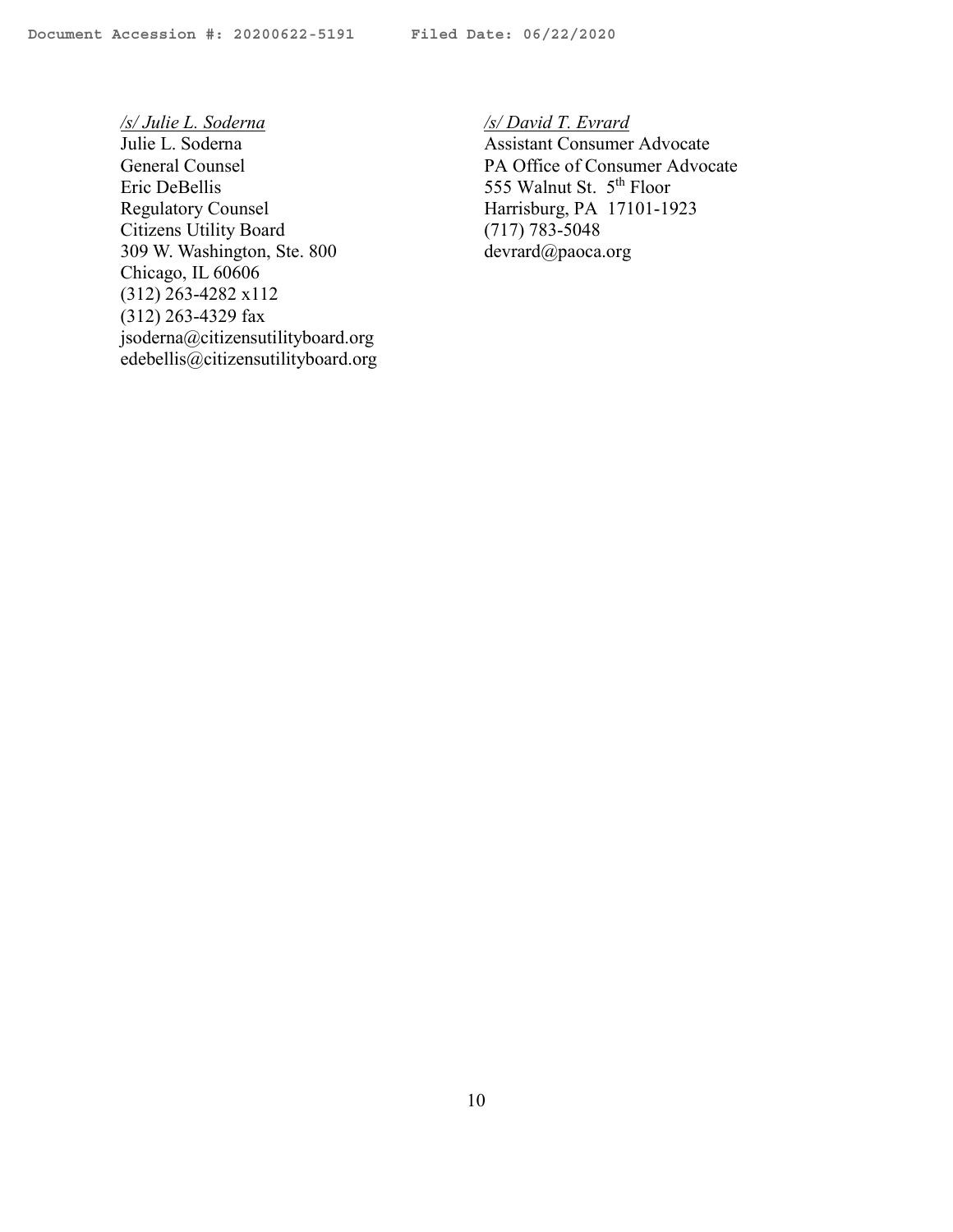*/s/ Julie L. Soderna*
Julie L. Soderna
General Counsel
Eric DeBellis
Regulatory Counsel
Citizens Utility Board
309 W. Washington, Ste. 800
Chicago, IL 60606
(312) 263-4282 x112
(312) 263-4329 fax
jsoderna@citizensutilityboard.org
edebellis@citizensutilityboard.org

*/s/ David T. Evrard*
Assistant Consumer Advocate
PA Office of Consumer Advocate
555 Walnut St. 5th Floor
Harrisburg, PA 17101-1923
(717) 783-5048
devrard@paoca.org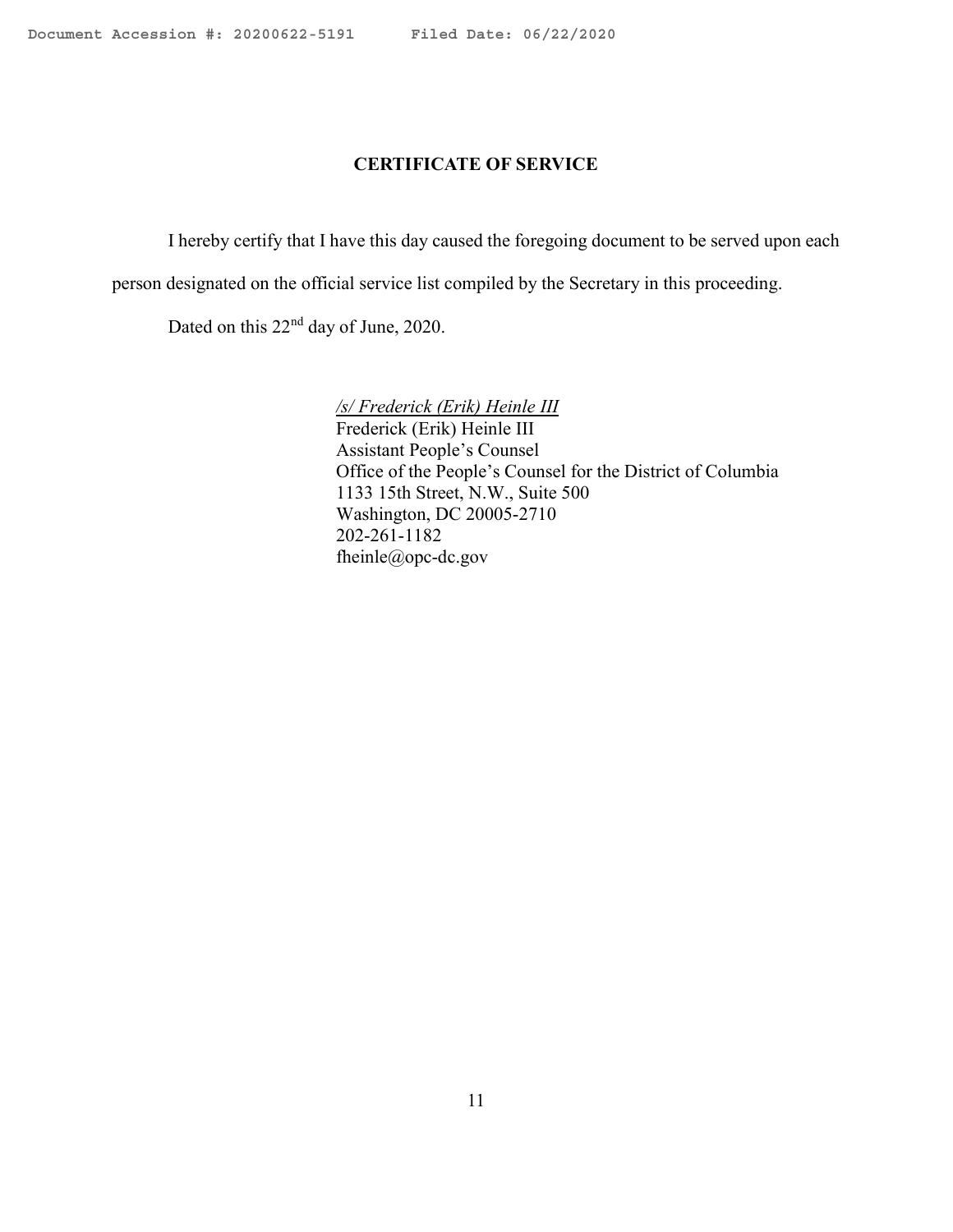# CERTIFICATE OF SERVICE

I hereby certify that I have this day caused the foregoing document to be served upon each person designated on the official service list compiled by the Secretary in this proceeding.

Dated on this 22nd day of June, 2020.

*/s/ Frederick (Erik) Heinle III*
Frederick (Erik) Heinle III
Assistant People's Counsel
Office of the People's Counsel for the District of Columbia
1133 15th Street, N.W., Suite 500
Washington, DC 20005-2710
202-261-1182
fheinle@opc-dc.gov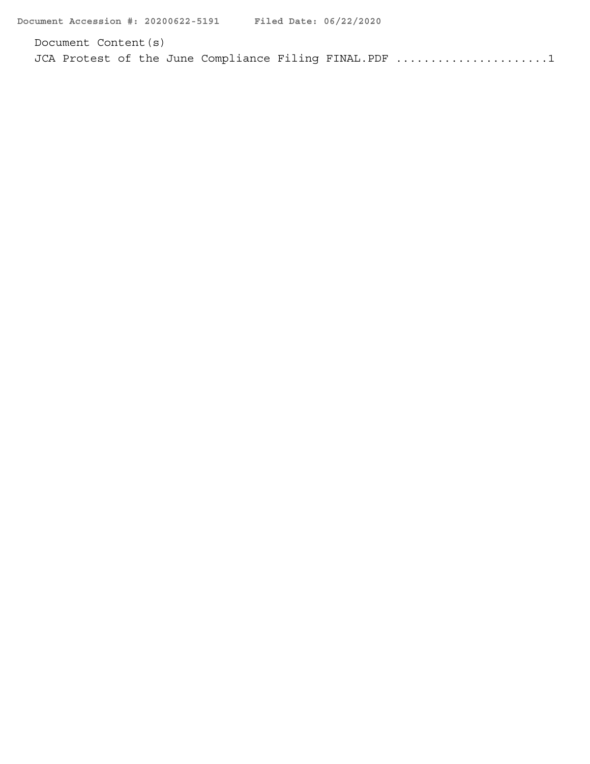Document Accession #: 20200622-5191      Filed Date: 06/22/2020

Document Content(s)

JCA Protest of the June Compliance Filing FINAL.PDF ......................1